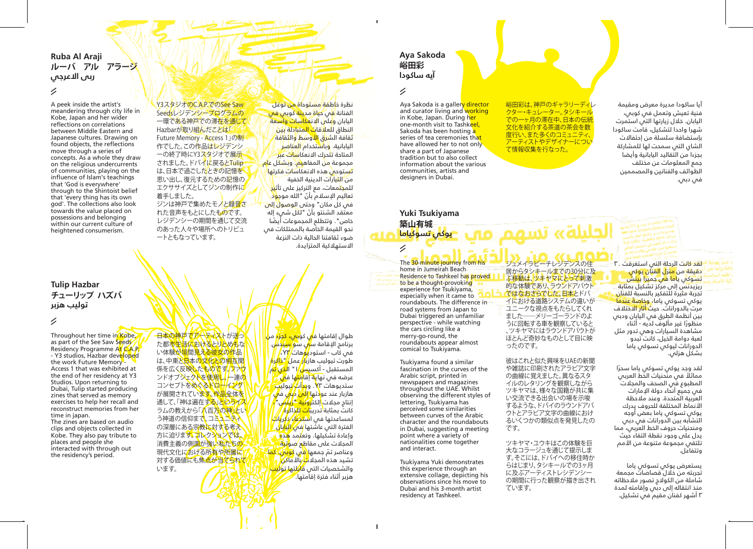## Ruba Al Araji
## ルーバ　アル　アラージ
## ربى الاعرجي

A peek inside the artist's meandering through city life in Kobe, Japan and her wider reflections on correlations between Middle Eastern and Japanese cultures. Drawing on found objects, the reflections move through a series of concepts. As a whole they draw on the religious undercurrents of communities, playing on the influence of Islam's teachings that 'God is everywhere' through to the Shintoist belief that 'every thing has its own god'. The collections also look towards the value placed on possessions and belonging within our current culture of heightened consumerism.

Y3スタジオのC.A.P.でのSee Saw Seedsレジデンシープログラムの一環である神戸での滞在を通してHazbarが取り組んだことは「Future Memory - Access 1」の制作でした。この作品はレジデンシーの終了時にY3スタジオで展示されました。ドバイに戻るとTulipは、日本で過ごしたときの記憶を思い出し、復元するための記憶のエクササイズとしてジンの制作に着手しました。
ジンは神戸で集めたモノと録音された音声をもとにしたものです。レジデンシーの期間を通じて交流のあった人々や場所へのトリビュートともなっています。

نظرة خاطفة مستوحاة من توغل الفنانة في حياة مدينة كوبي في اليابان وعلى انعكاسات واسعة النطاق للعلاقات المتبادلة بين ثقافة الشرق الأوسط والثقافة اليابانية. وباستخدام العناصر المتاحة تتحرك الانعكاسات عبر مجموعة من المفاهيم. وبشكل عام تستوحي هذه الانعكاسات فكرتها من التيارات الدينية الخفية للمجتمعات، مع التركيز على تأثير تعاليم الإسلام بأنّ "الله موجود في كل مكان" وحتى الوصول إلى معتقد الشنتو بأنّ "لكل شيء إله خاص". وتتطلع المجموعات أيضاً نحو القيمة الخاصة بالممتلكات في ضوء ثقافتنا الحالية ذات النزعة الاستهلاكية المتزايدة.

## Tulip Hazbar
## チューリップ ハズバ
## توليب هزبر

Throughout her time in Kobe, as part of the See Saw Seeds Residency Programme At C.A.P. - Y3 studios, Hazbar developed the work Future Memory - Access 1 that was exhibited at the end of her residency at Y3 Studios. Upon returning to Dubai, Tulip started producing zines that served as memory exercises to help her recall and reconstruct memories from her time in Japan.
The zines are based on audio clips and objects collected in Kobe. They also pay tribute to places and people she interacted with through out the residency's period.

日本の神戸でアーティストが送った都市生活におけるとりとめもない体験が垣間見える彼女の作品は、中東と日本の文化との相互関係を広く反映したものです。ファウンドオブジェクトを使用し、一連のコンセプトをめぐるドローイングが展開されています。作品全体を通して、「神は遍在する」というイスラムの教えから「八百万の神」という神道の信仰まで、コミュニティの深層にある宗教に対する考え方に迫ります。コレクションでは、消費主義の側面が強い私たちの現代文化における所有や所属に対する価値にも焦点が当てられています。

طوال إقامتها في كوبي، كجزء من برنامج الإقامة سي سو سيدس في كاب - استوديوهات Y٣، طورت توليب هازبار عمل "ذاكرة المستقبل - أكسيس ا" الذي تم عرضه في نهاية إقامتها في ستديوهات Y٣. وبدأت توليب هازبار عند عودتها إلى دبي في إنتاج مجلات إلكترونية "زينس"، كانت بمثابة تدريبات للذاكرة لمساعدتها في استدعاء ذكريات الفترة التي عاشتها في اليابان وإعادة تشكيلها. وتعتمد هذه المجلات على مقاطع صوتية وعناصر تمّ جمعها في كوبي. كما تشيد هذه المجلات بالأماكن والشخصيات التي قابلتها توليب هزبر أثناء فترة إقامتها.

## Aya Sakoda
## 峪田彩
## آيه ساكودا

Aya Sakoda is a gallery director and curator living and working in Kobe, Japan. During her one-month visit to Tashkeel, Sakoda has been hosting a series of tea ceremonies that have allowed her to not only share a part of Japanese tradition but to also collect information about the various communities, artists and designers in Dubai.

峪田彩は、神戸のギャラリーディレクター・キュレーター。タシキールでの一ヶ月の滞在中、日本の伝統文化を紹介する茶道の茶会を数度行い、また多くのコミュニティ、アーティストやデザイナーについて情報収集を行なった。

آيا ساكودا مديرة معرض ومقيمة فنية تعيش وتعمل في كوبي، اليابان. خلال زيارتها التي استمرت شهرا واحدا لتشكيل، قامت ساكودا باستضافة سلسلة من إحتفالات الشاي التي سمحت لها للمشاركة بجزء من التقاليد اليابانية وأيضا جمع المعلومات عن مختلف الطوائف والفنانين والمصممين في دبي.

## Yuki Tsukiyama
## 築山有城
## يوكي تسوكياما

The 30-minute journey from his home in Jumeirah Beach Residence to Tashkeel has proved to be a thought-provoking experience for Tsukiyama, especially when it came to roundabouts. The difference in road systems from Japan to Dubai triggered an unfamiliar perspective - while watching the cars circling like a merry-go-round, the roundabouts appear almost comical to Tsukiyama.

Tsukiyama found a similar fascination in the curves of the Arabic script, printed in newspapers and magazines throughout the UAE. Whilst observing the different styles of lettering, Tsukiyama has perceived some similarities between curves of the Arabic character and the roundabouts in Dubai, suggesting a meeting point where a variety of nationalities come together and interact.

Tsukiyama Yuki demonstrates this experience through an extensive collage, depicting his observations since his move to Dubai and his 3-month artist residency at Tashkeel.

ジュメイラビーチレジデンスの住居からタシキールまでの30分に及ぶ移動は、ツキヤマにとって刺激的な体験であり、ラウンドアバウトではなおさらでした。日本とドバイにおける道路システムの違いがユニークな視点をもたらしてくれました――メリーゴーランドのように回転する車を観察していると、ツキヤマにはラウンドアバウトがほとんど奇妙なものとして目に映ったのです。

彼はこれと似た興味をUAEの新聞や雑誌に印刷されたアラビア文字の曲線に覚えました。異なるスタイルのレタリングを観察しながらツキヤマは、様々な国籍が共に集い交流できる出会いの場を示唆するような、ドバイのラウンドアバウトとアラビア文字の曲線におけるいくつかの類似点を発見したのです。

ツキヤマ・ユウキはこの体験を巨大なコラージュを通じて提示します。そこには、ドバイへの移住時からはじまり、タシキールでの3ヶ月に及ぶアーティストレジデンシーの期間に行った観察が描き出されています。

لقد كانت الرحلة التي استغرقت ٣٠ دقيقة من منزل الفنان يوكي تسوكي ياما في جميرا بيتش ريزيدنس إلى مركز تشكيل بمثابة تجربة مثيرة للتفكير بالنسبة للفنان يوكي تسوكي ياما، وخاصة عندما مرت بالدورانات. حيث أثار الاختلاف بين أنظمة الطرق في اليابان ودبي منظوراً غير مألوف لديه - أثناء مشاهدة السيارات وهي تدور مثل لعبة دوامة الخيل، كانت تبدو الدورانات ليوكي تسوكي ياما بشكل هزلي.

لقد وجد يوكي تسوكي ياما سحرًا مماثلاً في منحنيات الخط العربي المطبوع في الصحف والمجلات في جميع أنحاء دولة الإمارات العربية المتحدة. وعند ملاحظة الأنماط المختلفة للحروف يدرك يوكي تسوكي ياما بعض أوجه التشابه بين الدورانات في دبي ومنحنيات حروف الخط العربي، مما يدل على وجود نقطة التقاء حيث تلتقي مجموعة متنوعة من الأمم وتتفاعل.

يستعرض يوكي تسوكي ياما تجربته من خلال قصاصات مجمعة شاملة من الكولاج تصور ملاحظاته منذ انتقاله إلى دبي وإقامته لمدة ٣ أشهر كفنان مقيم في تشكيل.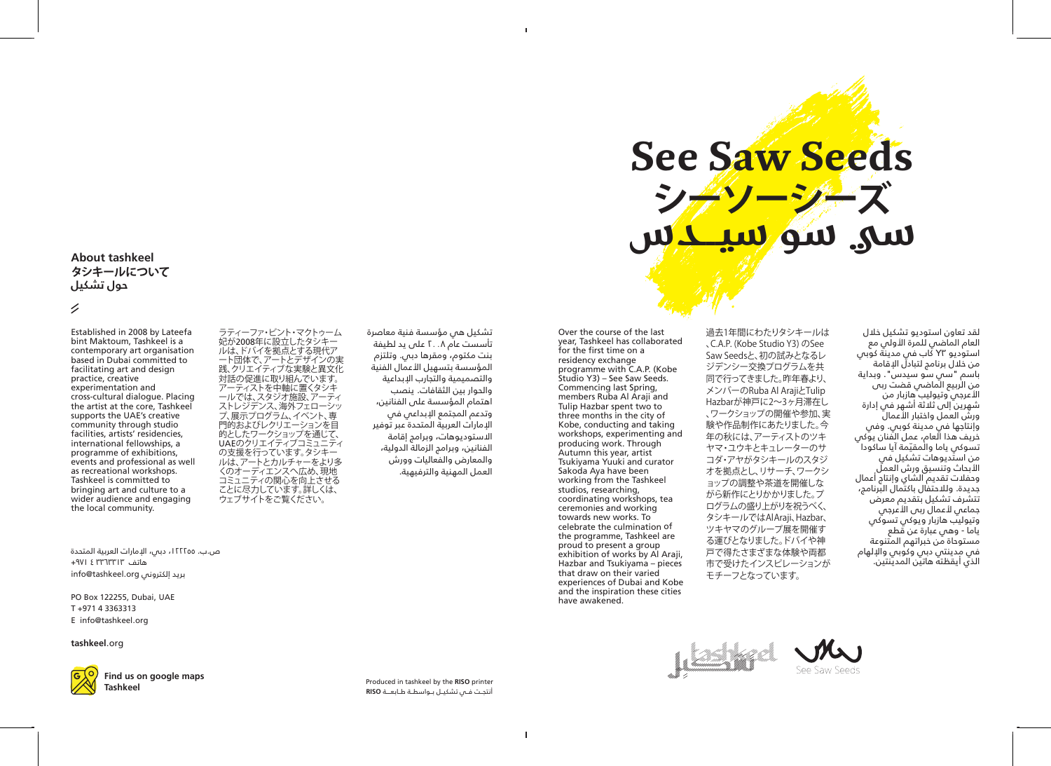# See Saw Seeds
# シーソーシーズ
# سي سو سيدس

Over the course of the last year, Tashkeel has collaborated for the first time on a residency exchange programme with C.A.P. (Kobe Studio Y3) – See Saw Seeds. Commencing last Spring, members Ruba Al Araji and Tulip Hazbar spent two to three months in the city of Kobe, conducting and taking workshops, experimenting and producing work. Through Autumn this year, artist Tsukiyama Yuuki and curator Sakoda Aya have been working from the Tashkeel studios, researching, coordinating workshops, tea ceremonies and working towards new works. To celebrate the culmination of the programme, Tashkeel are proud to present a group exhibition of works by Al Araji, Hazbar and Tsukiyama – pieces that draw on their varied experiences of Dubai and Kobe and the inspiration these cities have awakened.

過去1年間にわたりタシキールは、C.A.P. (Kobe Studio Y3) のSee Saw Seedsと、初の試みとなるレジデンシー交換プログラムを共同で行ってきました。昨年春より、メンバーのRuba Al ArajiとTulip Hazbarが神戸に2〜3ヶ月滞在し、ワークショップの開催や参加、実験や作品制作にあたりました。今年の秋には、アーティストのツキヤマ・ユウキとキュレーターのサコダ・アヤがタシキールのスタジオを拠点とし、リサーチ、ワークショップの調整や茶道を開催しながら新作にとりかかりました。プログラムの盛り上がりを祝うべく、タシキールではAlAraji、Hazbar、ツキヤマのグループ展を開催する運びとなりました。ドバイや神戸で得たさまざまな体験や両都市で受けたインスピレーションがモチーフとなっています。

لقد تعاون استوديو تشكيل خلال العام الماضي للمرة الأولى مع استوديو Y٣ كاب في مدينة كوبي من خلال برنامج لتبادل الإقامة باسم "سي سو سيدس". وبداية من الربيع الماضي قضت ربى الأعرجي وتيوليب هازبار من شهرين إلى ثلاثة أشهر في إدارة ورش العمل واختبار الأعمال وإنتاجها في مدينة كوبي. وفي خريف هذا العام، عمل الفنان يوكي تسوكي ياما والمقيّمة آيا ساكودا من استديوهات تشكيل في الأبحاث وتنسيق ورش العمل وحفلات تقديم الشاي وإنتاج أعمال جديدة. وللاحتفال باكتمال البرنامج، تتشرف تشكيل بتقديم معرض جماعي لأعمال ربى الأعرجي وتيوليب هازبار ويوكي تسوكي ياما - وهي عبارة عن قطع مستوحاة من خبراتهم المتنوعة في مدينتي دبي وكوبي والإلهام الذي أيقظته هاتين المدينتين.

tashkeel

See Saw Seeds

### About tashkeel
### タシキールについて
### حول تشكيل

Established in 2008 by Lateefa bint Maktoum, Tashkeel is a contemporary art organisation based in Dubai committed to facilitating art and design practice, creative experimentation and cross-cultural dialogue. Placing the artist at the core, Tashkeel supports the UAE's creative community through studio facilities, artists' residencies, international fellowships, a programme of exhibitions, events and professional as well as recreational workshops. Tashkeel is committed to bringing art and culture to a wider audience and engaging the local community.

ラティーファ・ビント・マクトゥーム妃が2008年に設立したタシキールは、ドバイを拠点とする現代アート団体で、アートとデザインの実践、クリエイティブな実験と異文化対話の促進に取り組んでいます。アーティストを中軸に置くタシキールでは、スタジオ施設、アーティストレジデンス、海外フェローシップ、展示プログラム、イベント、専門的およびレクリエーションを目的としたワークショップを通じて、UAEのクリエイティブコミュニティの支援を行っています。タシキールは、アートとカルチャーをより多くのオーディエンスへ広め、現地コミュニティの関心を向上させることに尽力しています。詳しくは、ウェブサイトをご覧ください。

تشكيل هي مؤسسة فنية معاصرة تأسست عام ٢٠٠٨ على يد لطيفة بنت مكتوم، ومقرها دبي. وتلتزم المؤسسة بتسهيل الأعمال الفنية والتصميمية والتجارب الإبداعية والحوار بين الثقافات. ينصب اهتمام المؤسسة على الفنانين، وتدعم المجتمع الإبداعي في الإمارات العربية المتحدة عبر توفير الاستوديوهات، وبرامج إقامة الفنانين، وبرامج الزمالة الدولية، والمعارض والفعاليات وورش العمل المهنية والترفيهية.

ص.ب. ١٢٢٢٥٥، دبي، الإمارات العربية المتحدة
هاتف ٣٣٦٣٣١٣ ٤ ٩٧١+
بريد إلكتروني info@tashkeel.org

PO Box 122255, Dubai, UAE
T +971 4 3363313
E info@tashkeel.org

**tashkeel**.org

**Find us on google maps**
**Tashkeel**

Produced in tashkeel by the **RISO** printer
أنتجت في تشكيل بواسطة طابعة **RISO**